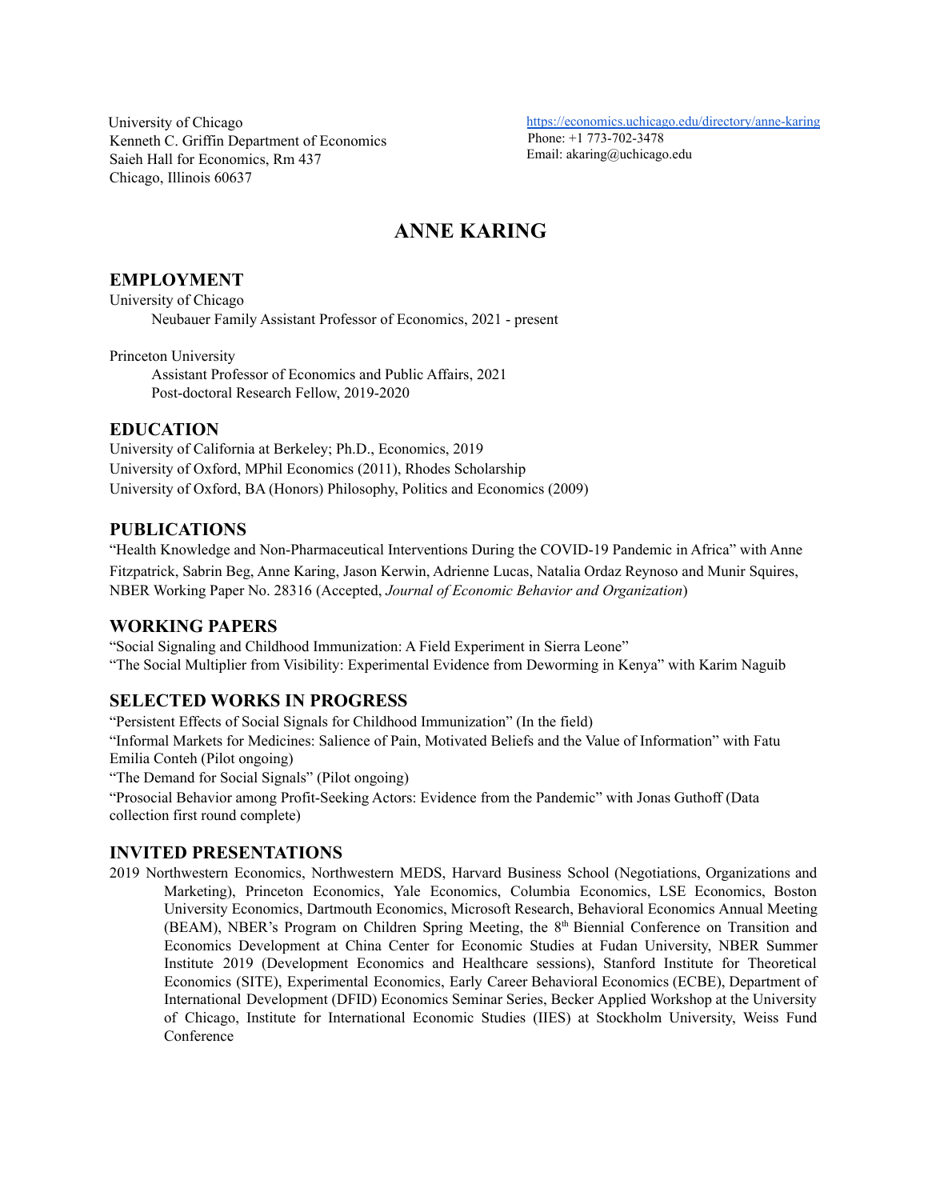University of Chicago
Kenneth C. Griffin Department of Economics
Saieh Hall for Economics, Rm 437
Chicago, Illinois 60637

https://economics.uchicago.edu/directory/anne-karing
Phone: +1 773-702-3478
Email: akaring@uchicago.edu

# ANNE KARING

## EMPLOYMENT

University of Chicago
- Neubauer Family Assistant Professor of Economics, 2021 - present

Princeton University
- Assistant Professor of Economics and Public Affairs, 2021
- Post-doctoral Research Fellow, 2019-2020

## EDUCATION

University of California at Berkeley; Ph.D., Economics, 2019
University of Oxford, MPhil Economics (2011), Rhodes Scholarship
University of Oxford, BA (Honors) Philosophy, Politics and Economics (2009)

## PUBLICATIONS

"Health Knowledge and Non-Pharmaceutical Interventions During the COVID-19 Pandemic in Africa" with Anne Fitzpatrick, Sabrin Beg, Anne Karing, Jason Kerwin, Adrienne Lucas, Natalia Ordaz Reynoso and Munir Squires, NBER Working Paper No. 28316 (Accepted, *Journal of Economic Behavior and Organization*)

## WORKING PAPERS

"Social Signaling and Childhood Immunization: A Field Experiment in Sierra Leone"
"The Social Multiplier from Visibility: Experimental Evidence from Deworming in Kenya" with Karim Naguib

## SELECTED WORKS IN PROGRESS

"Persistent Effects of Social Signals for Childhood Immunization" (In the field)
"Informal Markets for Medicines: Salience of Pain, Motivated Beliefs and the Value of Information" with Fatu Emilia Conteh (Pilot ongoing)
"The Demand for Social Signals" (Pilot ongoing)
"Prosocial Behavior among Profit-Seeking Actors: Evidence from the Pandemic" with Jonas Guthoff (Data collection first round complete)

## INVITED PRESENTATIONS

2019 Northwestern Economics, Northwestern MEDS, Harvard Business School (Negotiations, Organizations and Marketing), Princeton Economics, Yale Economics, Columbia Economics, LSE Economics, Boston University Economics, Dartmouth Economics, Microsoft Research, Behavioral Economics Annual Meeting (BEAM), NBER's Program on Children Spring Meeting, the 8th Biennial Conference on Transition and Economics Development at China Center for Economic Studies at Fudan University, NBER Summer Institute 2019 (Development Economics and Healthcare sessions), Stanford Institute for Theoretical Economics (SITE), Experimental Economics, Early Career Behavioral Economics (ECBE), Department of International Development (DFID) Economics Seminar Series, Becker Applied Workshop at the University of Chicago, Institute for International Economic Studies (IIES) at Stockholm University, Weiss Fund Conference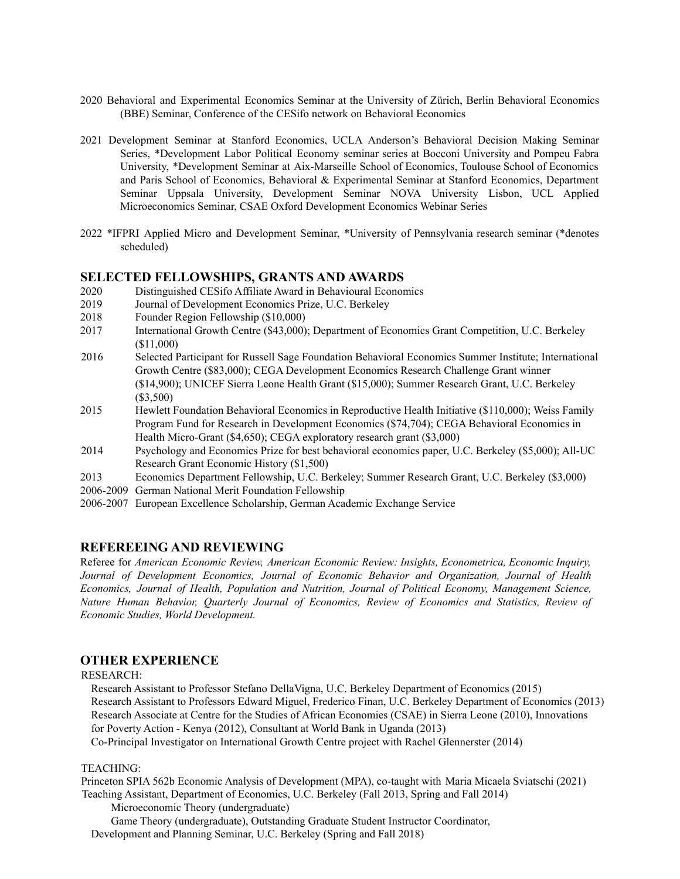2020 Behavioral and Experimental Economics Seminar at the University of Zürich, Berlin Behavioral Economics (BBE) Seminar, Conference of the CESifo network on Behavioral Economics

2021 Development Seminar at Stanford Economics, UCLA Anderson's Behavioral Decision Making Seminar Series, *Development Labor Political Economy seminar series at Bocconi University and Pompeu Fabra University, *Development Seminar at Aix-Marseille School of Economics, Toulouse School of Economics and Paris School of Economics, Behavioral & Experimental Seminar at Stanford Economics, Department Seminar Uppsala University, Development Seminar NOVA University Lisbon, UCL Applied Microeconomics Seminar, CSAE Oxford Development Economics Webinar Series

2022 *IFPRI Applied Micro and Development Seminar, *University of Pennsylvania research seminar (*denotes scheduled)

## SELECTED FELLOWSHIPS, GRANTS AND AWARDS

2020 Distinguished CESifo Affiliate Award in Behavioural Economics

2019 Journal of Development Economics Prize, U.C. Berkeley

2018 Founder Region Fellowship ($10,000)

2017 International Growth Centre ($43,000); Department of Economics Grant Competition, U.C. Berkeley ($11,000)

2016 Selected Participant for Russell Sage Foundation Behavioral Economics Summer Institute; International Growth Centre ($83,000); CEGA Development Economics Research Challenge Grant winner ($14,900); UNICEF Sierra Leone Health Grant ($15,000); Summer Research Grant, U.C. Berkeley ($3,500)

2015 Hewlett Foundation Behavioral Economics in Reproductive Health Initiative ($110,000); Weiss Family Program Fund for Research in Development Economics ($74,704); CEGA Behavioral Economics in Health Micro-Grant ($4,650); CEGA exploratory research grant ($3,000)

2014 Psychology and Economics Prize for best behavioral economics paper, U.C. Berkeley ($5,000); All-UC Research Grant Economic History ($1,500)

2013 Economics Department Fellowship, U.C. Berkeley; Summer Research Grant, U.C. Berkeley ($3,000)

2006-2009 German National Merit Foundation Fellowship

2006-2007 European Excellence Scholarship, German Academic Exchange Service

## REFEREEING AND REVIEWING

Referee for *American Economic Review, American Economic Review: Insights, Econometrica, Economic Inquiry, Journal of Development Economics, Journal of Economic Behavior and Organization, Journal of Health Economics, Journal of Health, Population and Nutrition, Journal of Political Economy, Management Science, Nature Human Behavior, Quarterly Journal of Economics, Review of Economics and Statistics, Review of Economic Studies, World Development.*

## OTHER EXPERIENCE

RESEARCH:

Research Assistant to Professor Stefano DellaVigna, U.C. Berkeley Department of Economics (2015)
Research Assistant to Professors Edward Miguel, Frederico Finan, U.C. Berkeley Department of Economics (2013)
Research Associate at Centre for the Studies of African Economies (CSAE) in Sierra Leone (2010), Innovations for Poverty Action - Kenya (2012), Consultant at World Bank in Uganda (2013)
Co-Principal Investigator on International Growth Centre project with Rachel Glennerster (2014)

TEACHING:

Princeton SPIA 562b Economic Analysis of Development (MPA), co-taught with Maria Micaela Sviatschi (2021)
Teaching Assistant, Department of Economics, U.C. Berkeley (Fall 2013, Spring and Fall 2014)
Microeconomic Theory (undergraduate)
Game Theory (undergraduate), Outstanding Graduate Student Instructor Coordinator,
Development and Planning Seminar, U.C. Berkeley (Spring and Fall 2018)